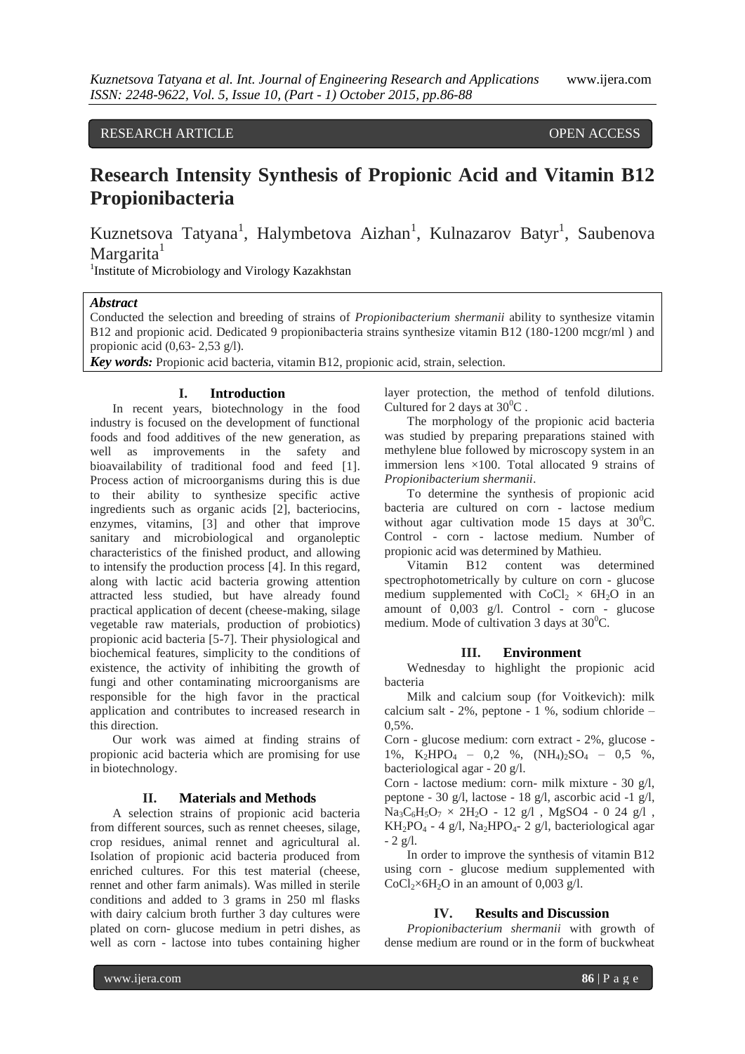RESEARCH ARTICLE OPEN ACCESS

# Research Intensity Synthesis of Propionic Acid and Vitamin B12 Propionibacteria

Kuznetsova Tatyana[1], Halymbetova Aizhan[1], Kulnazarov Batyr[1], Saubenova Margarita[1]

[1]Institute of Microbiology and Virology Kazakhstan

***Abstract***

Conducted the selection and breeding of strains of *Propionibacterium shermanii* ability to synthesize vitamin B12 and propionic acid. Dedicated 9 propionibacteria strains synthesize vitamin B12 (180-1200 mcgr/ml ) and propionic acid (0,63- 2,53 g/l).

***Key words:*** Propionic acid bacteria, vitamin B12, propionic acid, strain, selection.

## I. Introduction

In recent years, biotechnology in the food industry is focused on the development of functional foods and food additives of the new generation, as well as improvements in the safety and bioavailability of traditional food and feed [1]. Process action of microorganisms during this is due to their ability to synthesize specific active ingredients such as organic acids [2], bacteriocins, enzymes, vitamins, [3] and other that improve sanitary and microbiological and organoleptic characteristics of the finished product, and allowing to intensify the production process [4]. In this regard, along with lactic acid bacteria growing attention attracted less studied, but have already found practical application of decent (cheese-making, silage vegetable raw materials, production of probiotics) propionic acid bacteria [5-7]. Their physiological and biochemical features, simplicity to the conditions of existence, the activity of inhibiting the growth of fungi and other contaminating microorganisms are responsible for the high favor in the practical application and contributes to increased research in this direction.

Our work was aimed at finding strains of propionic acid bacteria which are promising for use in biotechnology.

## II. Materials and Methods

A selection strains of propionic acid bacteria from different sources, such as rennet cheeses, silage, crop residues, animal rennet and agricultural al. Isolation of propionic acid bacteria produced from enriched cultures. For this test material (cheese, rennet and other farm animals). Was milled in sterile conditions and added to 3 grams in 250 ml flasks with dairy calcium broth further 3 day cultures were plated on corn- glucose medium in petri dishes, as well as corn - lactose into tubes containing higher layer protection, the method of tenfold dilutions. Cultured for 2 days at $30^0$C .

The morphology of the propionic acid bacteria was studied by preparing preparations stained with methylene blue followed by microscopy system in an immersion lens ×100. Total allocated 9 strains of *Propionibacterium shermanii*.

To determine the synthesis of propionic acid bacteria are cultured on corn - lactose medium without agar cultivation mode 15 days at $30^0$C. Control - corn - lactose medium. Number of propionic acid was determined by Mathieu.

Vitamin B12 content was determined spectrophotometrically by culture on corn - glucose medium supplemented with $CoCl_2 \times 6H_2O$ in an amount of 0,003 g/l. Control - corn - glucose medium. Mode of cultivation 3 days at $30^0$C.

## III. Environment

Wednesday to highlight the propionic acid bacteria

Milk and calcium soup (for Voitkevich): milk calcium salt - 2%, peptone - 1 %, sodium chloride – 0,5%.

Corn - glucose medium: corn extract - 2%, glucose - 1%, $K_2HPO_4$ – 0,2 %, $(NH_4)_2SO_4$ – 0,5 %, bacteriological agar - 20 g/l.

Corn - lactose medium: corn- milk mixture - 30 g/l, peptone - 30 g/l, lactose - 18 g/l, ascorbic acid -1 g/l, $Na_3C_6H_5O_7 \times 2H_2O$ - 12 g/l , MgSO4 - 0 24 g/l , $KH_2PO_4$ - 4 g/l, $Na_2HPO_4$- 2 g/l, bacteriological agar - 2 g/l.

In order to improve the synthesis of vitamin B12 using corn - glucose medium supplemented with $CoCl_2{\times}6H_2O$ in an amount of 0,003 g/l.

## IV. Results and Discussion

*Propionibacterium shermanii* with growth of dense medium are round or in the form of buckwheat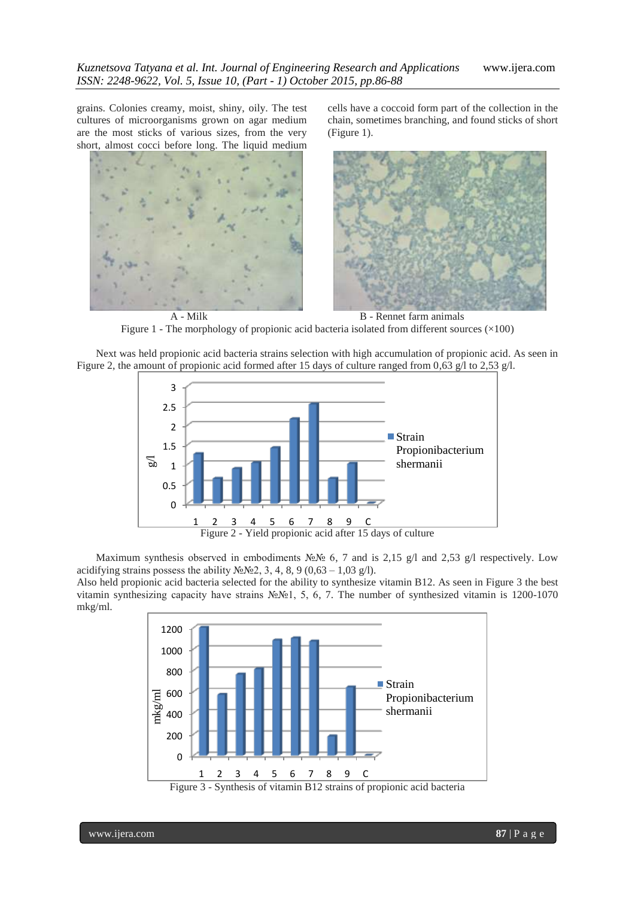grains. Colonies creamy, moist, shiny, oily. The test cultures of microorganisms grown on agar medium are the most sticks of various sizes, from the very short, almost cocci before long. The liquid medium cells have a coccoid form part of the collection in the chain, sometimes branching, and found sticks of short (Figure 1).

A - Milk B - Rennet farm animals

Figure 1 - The morphology of propionic acid bacteria isolated from different sources (×100)

Next was held propionic acid bacteria strains selection with high accumulation of propionic acid. As seen in Figure 2, the amount of propionic acid formed after 15 days of culture ranged from 0,63 g/l to 2,53 g/l.

Figure 2 - Yield propionic acid after 15 days of culture

Maximum synthesis observed in embodiments №№ 6, 7 and is 2,15 g/l and 2,53 g/l respectively. Low acidifying strains possess the ability №№2, 3, 4, 8, 9 (0,63 – 1,03 g/l).

Also held propionic acid bacteria selected for the ability to synthesize vitamin B12. As seen in Figure 3 the best vitamin synthesizing capacity have strains №№1, 5, 6, 7. The number of synthesized vitamin is 1200-1070 mkg/ml.

Figure 3 - Synthesis of vitamin B12 strains of propionic acid bacteria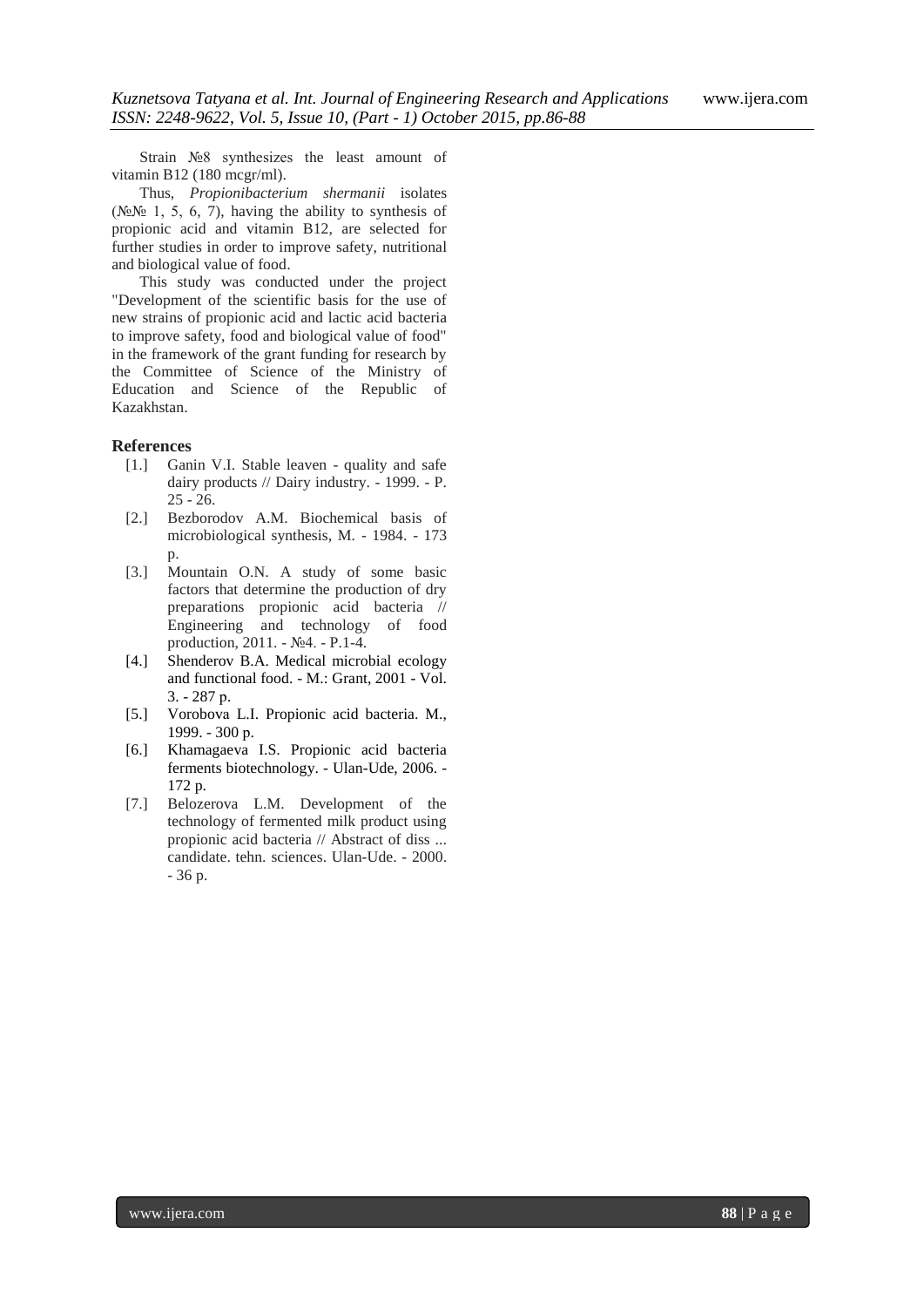Strain №8 synthesizes the least amount of vitamin B12 (180 mcgr/ml).

Thus, *Propionibacterium shermanii* isolates (№№ 1, 5, 6, 7), having the ability to synthesis of propionic acid and vitamin B12, are selected for further studies in order to improve safety, nutritional and biological value of food.

This study was conducted under the project "Development of the scientific basis for the use of new strains of propionic acid and lactic acid bacteria to improve safety, food and biological value of food" in the framework of the grant funding for research by the Committee of Science of the Ministry of Education and Science of the Republic of Kazakhstan.

## References

[1.] Ganin V.I. Stable leaven - quality and safe dairy products // Dairy industry. - 1999. - P. 25 - 26.

[2.] Bezborodov A.M. Biochemical basis of microbiological synthesis, M. - 1984. - 173 p.

[3.] Mountain O.N. A study of some basic factors that determine the production of dry preparations propionic acid bacteria // Engineering and technology of food production, 2011. - №4. - P.1-4.

[4.] Shenderov B.A. Medical microbial ecology and functional food. - M.: Grant, 2001 - Vol. 3. - 287 p.

[5.] Vorobova L.I. Propionic acid bacteria. M., 1999. - 300 p.

[6.] Khamagaeva I.S. Propionic acid bacteria ferments biotechnology. - Ulan-Ude, 2006. - 172 p.

[7.] Belozerova L.M. Development of the technology of fermented milk product using propionic acid bacteria // Abstract of diss ... candidate. tehn. sciences. Ulan-Ude. - 2000. - 36 p.